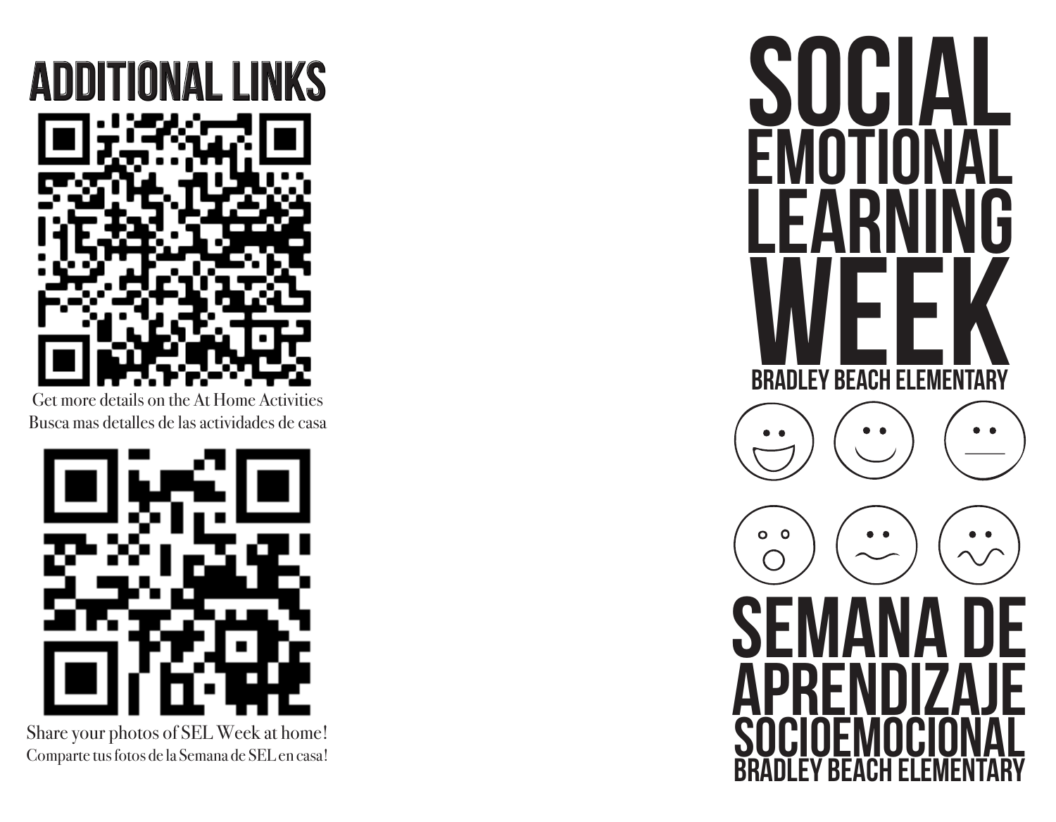## ADDITIONAL LINKS

Get more details on the At Home Activities
Busca mas detalles de las actividades de casa

Share your photos of SEL Week at home!
Comparte tus fotos de la Semana de SEL en casa!

# SOCIAL EMOTIONAL LEARNING WEEK

## BRADLEY BEACH ELEMENTARY

# SEMANA DE APRENDIZAJE SOCIOEMOCIONAL

## BRADLEY BEACH ELEMENTARY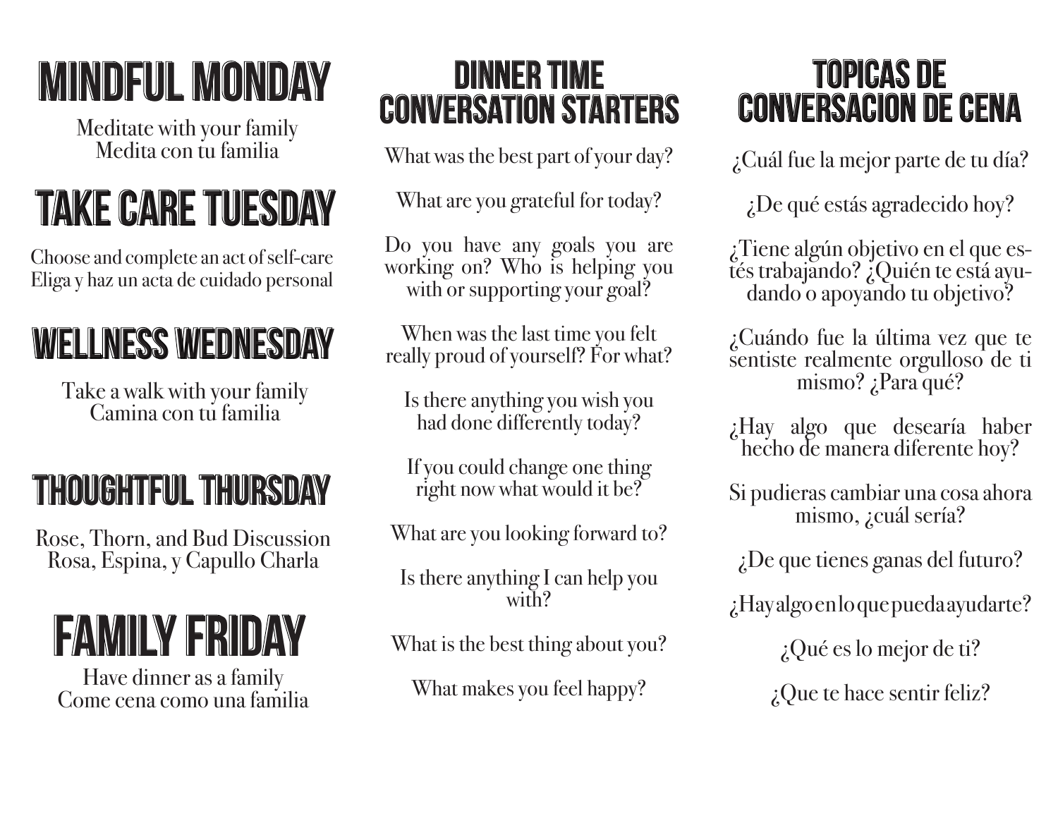# MINDFUL MONDAY

Meditate with your family
Medita con tu familia

# TAKE CARE TUESDAY

Choose and complete an act of self-care
Eliga y haz un acta de cuidado personal

# WELLNESS WEDNESDAY

Take a walk with your family
Camina con tu familia

# THOUGHTFUL THURSDAY

Rose, Thorn, and Bud Discussion
Rosa, Espina, y Capullo Charla

# FAMILY FRIDAY

Have dinner as a family
Come cena como una familia

# DINNER TIME CONVERSATION STARTERS

What was the best part of your day?

What are you grateful for today?

Do you have any goals you are working on? Who is helping you with or supporting your goal?

When was the last time you felt really proud of yourself? For what?

Is there anything you wish you had done differently today?

If you could change one thing right now what would it be?

What are you looking forward to?

Is there anything I can help you with?

What is the best thing about you?

What makes you feel happy?

# TOPICAS DE CONVERSACION DE CENA

¿Cuál fue la mejor parte de tu día?

¿De qué estás agradecido hoy?

¿Tiene algún objetivo en el que estés trabajando? ¿Quién te está ayudando o apoyando tu objetivo?

¿Cuándo fue la última vez que te sentiste realmente orgulloso de ti mismo? ¿Para qué?

¿Hay algo que desearía haber hecho de manera diferente hoy?

Si pudieras cambiar una cosa ahora mismo, ¿cuál sería?

¿De que tienes ganas del futuro?

¿Hay algo en lo que pueda ayudarte?

¿Qué es lo mejor de ti?

¿Que te hace sentir feliz?